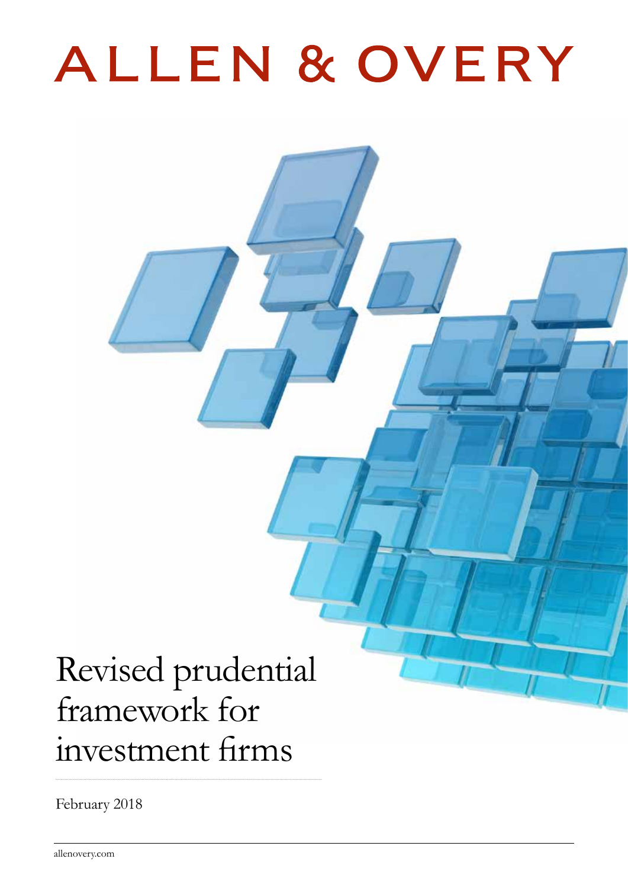ALLEN & OVERY

# Revised prudential framework for investment firms

February 2018

allenovery.com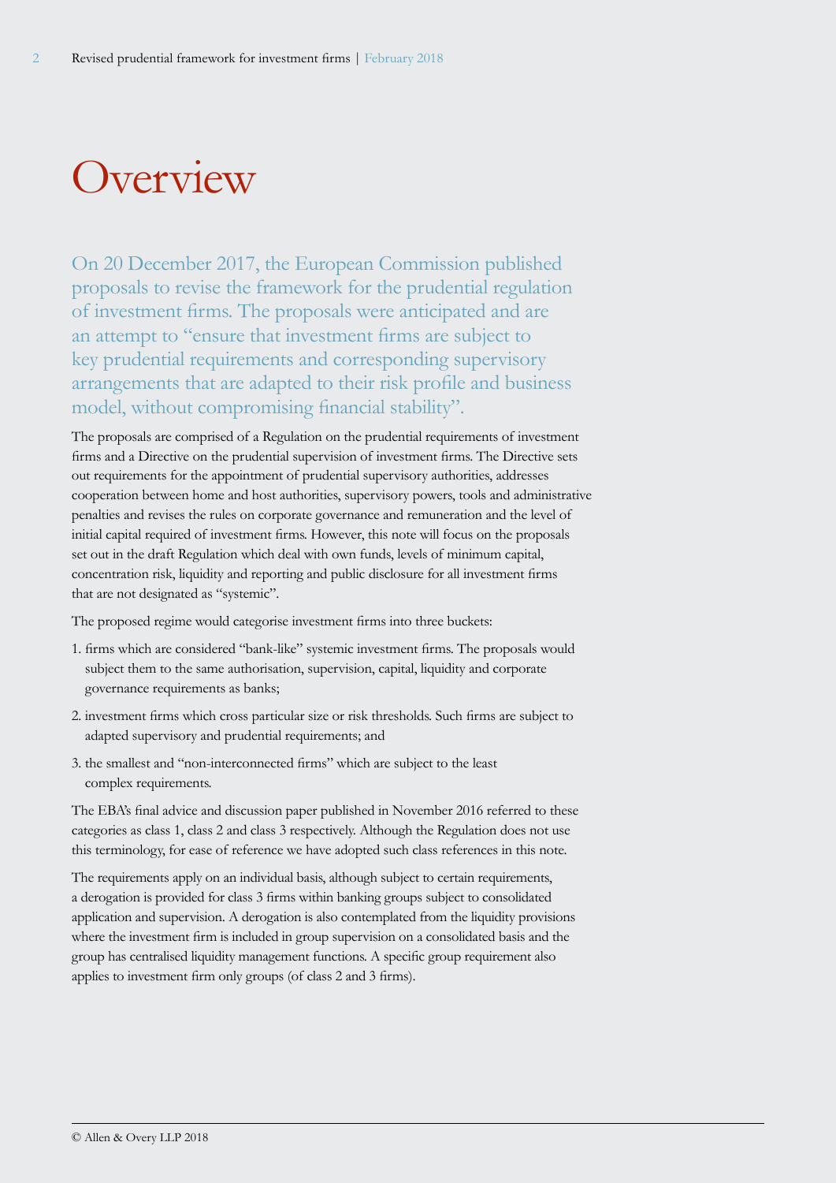# Overview

On 20 December 2017, the European Commission published proposals to revise the framework for the prudential regulation of investment firms. The proposals were anticipated and are an attempt to "ensure that investment firms are subject to key prudential requirements and corresponding supervisory arrangements that are adapted to their risk profile and business model, without compromising financial stability".

The proposals are comprised of a Regulation on the prudential requirements of investment firms and a Directive on the prudential supervision of investment firms. The Directive sets out requirements for the appointment of prudential supervisory authorities, addresses cooperation between home and host authorities, supervisory powers, tools and administrative penalties and revises the rules on corporate governance and remuneration and the level of initial capital required of investment firms. However, this note will focus on the proposals set out in the draft Regulation which deal with own funds, levels of minimum capital, concentration risk, liquidity and reporting and public disclosure for all investment firms that are not designated as "systemic".

The proposed regime would categorise investment firms into three buckets:

1. firms which are considered "bank-like" systemic investment firms. The proposals would subject them to the same authorisation, supervision, capital, liquidity and corporate governance requirements as banks;
2. investment firms which cross particular size or risk thresholds. Such firms are subject to adapted supervisory and prudential requirements; and
3. the smallest and "non-interconnected firms" which are subject to the least complex requirements.

The EBA's final advice and discussion paper published in November 2016 referred to these categories as class 1, class 2 and class 3 respectively. Although the Regulation does not use this terminology, for ease of reference we have adopted such class references in this note.

The requirements apply on an individual basis, although subject to certain requirements, a derogation is provided for class 3 firms within banking groups subject to consolidated application and supervision. A derogation is also contemplated from the liquidity provisions where the investment firm is included in group supervision on a consolidated basis and the group has centralised liquidity management functions. A specific group requirement also applies to investment firm only groups (of class 2 and 3 firms).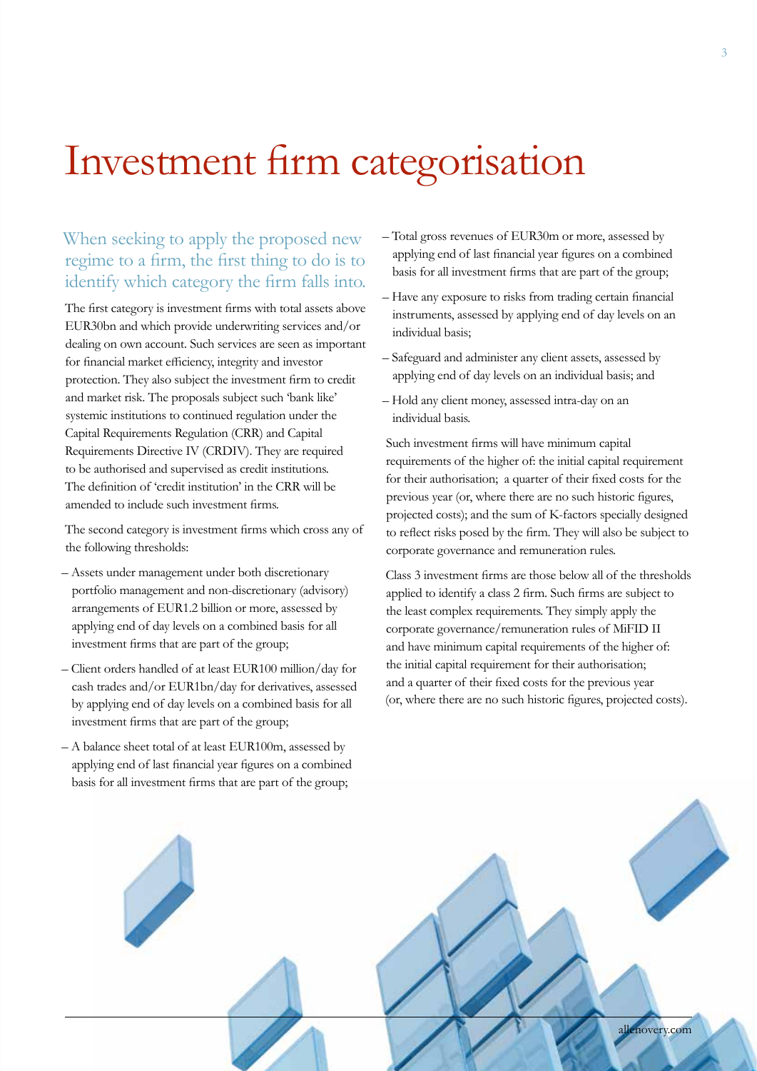// Title. Page number "3" and footer "allenovery.com" are omitted as page furniture.
# Investment firm categorisation

## When seeking to apply the proposed new regime to a firm, the first thing to do is to identify which category the firm falls into.

The first category is investment firms with total assets above EUR30bn and which provide underwriting services and/or dealing on own account. Such services are seen as important for financial market efficiency, integrity and investor protection. They also subject the investment firm to credit and market risk. The proposals subject such 'bank like' systemic institutions to continued regulation under the Capital Requirements Regulation (CRR) and Capital Requirements Directive IV (CRDIV). They are required to be authorised and supervised as credit institutions. The definition of 'credit institution' in the CRR will be amended to include such investment firms.

The second category is investment firms which cross any of the following thresholds:

– Assets under management under both discretionary portfolio management and non-discretionary (advisory) arrangements of EUR1.2 billion or more, assessed by applying end of day levels on a combined basis for all investment firms that are part of the group;

– Client orders handled of at least EUR100 million/day for cash trades and/or EUR1bn/day for derivatives, assessed by applying end of day levels on a combined basis for all investment firms that are part of the group;

– A balance sheet total of at least EUR100m, assessed by applying end of last financial year figures on a combined basis for all investment firms that are part of the group;

– Total gross revenues of EUR30m or more, assessed by applying end of last financial year figures on a combined basis for all investment firms that are part of the group;

– Have any exposure to risks from trading certain financial instruments, assessed by applying end of day levels on an individual basis;

– Safeguard and administer any client assets, assessed by applying end of day levels on an individual basis; and

– Hold any client money, assessed intra-day on an individual basis.

Such investment firms will have minimum capital requirements of the higher of: the initial capital requirement for their authorisation; a quarter of their fixed costs for the previous year (or, where there are no such historic figures, projected costs); and the sum of K-factors specially designed to reflect risks posed by the firm. They will also be subject to corporate governance and remuneration rules.

Class 3 investment firms are those below all of the thresholds applied to identify a class 2 firm. Such firms are subject to the least complex requirements. They simply apply the corporate governance/remuneration rules of MiFID II and have minimum capital requirements of the higher of: the initial capital requirement for their authorisation; and a quarter of their fixed costs for the previous year (or, where there are no such historic figures, projected costs).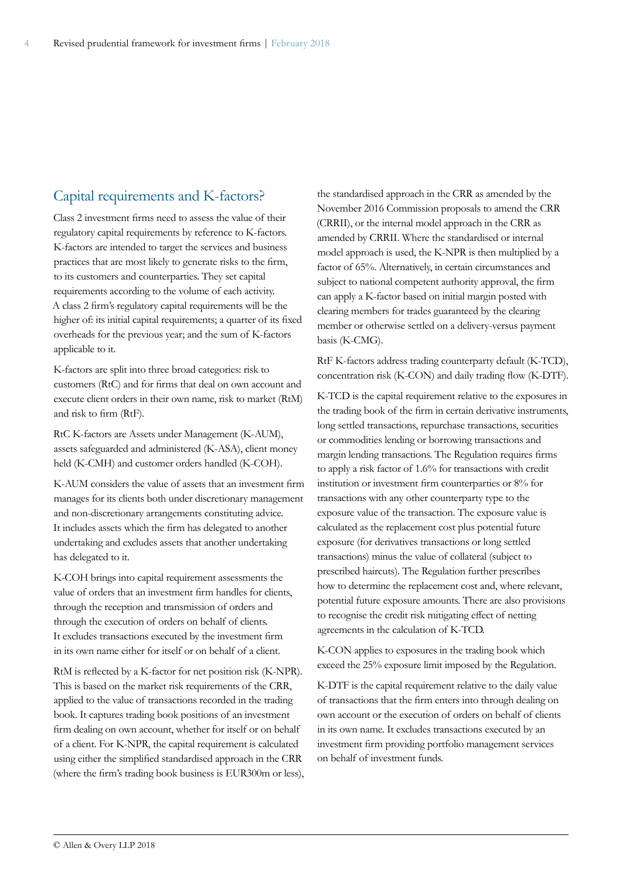## Capital requirements and K-factors?

Class 2 investment firms need to assess the value of their regulatory capital requirements by reference to K-factors. K-factors are intended to target the services and business practices that are most likely to generate risks to the firm, to its customers and counterparties. They set capital requirements according to the volume of each activity. A class 2 firm's regulatory capital requirements will be the higher of: its initial capital requirements; a quarter of its fixed overheads for the previous year; and the sum of K-factors applicable to it.

K-factors are split into three broad categories: risk to customers (RtC) and for firms that deal on own account and execute client orders in their own name, risk to market (RtM) and risk to firm (RtF).

RtC K-factors are Assets under Management (K-AUM), assets safeguarded and administered (K-ASA), client money held (K-CMH) and customer orders handled (K-COH).

K-AUM considers the value of assets that an investment firm manages for its clients both under discretionary management and non-discretionary arrangements constituting advice. It includes assets which the firm has delegated to another undertaking and excludes assets that another undertaking has delegated to it.

K-COH brings into capital requirement assessments the value of orders that an investment firm handles for clients, through the reception and transmission of orders and through the execution of orders on behalf of clients. It excludes transactions executed by the investment firm in its own name either for itself or on behalf of a client.

RtM is reflected by a K-factor for net position risk (K-NPR). This is based on the market risk requirements of the CRR, applied to the value of transactions recorded in the trading book. It captures trading book positions of an investment firm dealing on own account, whether for itself or on behalf of a client. For K-NPR, the capital requirement is calculated using either the simplified standardised approach in the CRR (where the firm's trading book business is EUR300m or less), the standardised approach in the CRR as amended by the November 2016 Commission proposals to amend the CRR (CRRII), or the internal model approach in the CRR as amended by CRRII. Where the standardised or internal model approach is used, the K-NPR is then multiplied by a factor of 65%. Alternatively, in certain circumstances and subject to national competent authority approval, the firm can apply a K-factor based on initial margin posted with clearing members for trades guaranteed by the clearing member or otherwise settled on a delivery-versus payment basis (K-CMG).

RtF K-factors address trading counterparty default (K-TCD), concentration risk (K-CON) and daily trading flow (K-DTF).

K-TCD is the capital requirement relative to the exposures in the trading book of the firm in certain derivative instruments, long settled transactions, repurchase transactions, securities or commodities lending or borrowing transactions and margin lending transactions. The Regulation requires firms to apply a risk factor of 1.6% for transactions with credit institution or investment firm counterparties or 8% for transactions with any other counterparty type to the exposure value of the transaction. The exposure value is calculated as the replacement cost plus potential future exposure (for derivatives transactions or long settled transactions) minus the value of collateral (subject to prescribed haircuts). The Regulation further prescribes how to determine the replacement cost and, where relevant, potential future exposure amounts. There are also provisions to recognise the credit risk mitigating effect of netting agreements in the calculation of K-TCD.

K-CON applies to exposures in the trading book which exceed the 25% exposure limit imposed by the Regulation.

K-DTF is the capital requirement relative to the daily value of transactions that the firm enters into through dealing on own account or the execution of orders on behalf of clients in its own name. It excludes transactions executed by an investment firm providing portfolio management services on behalf of investment funds.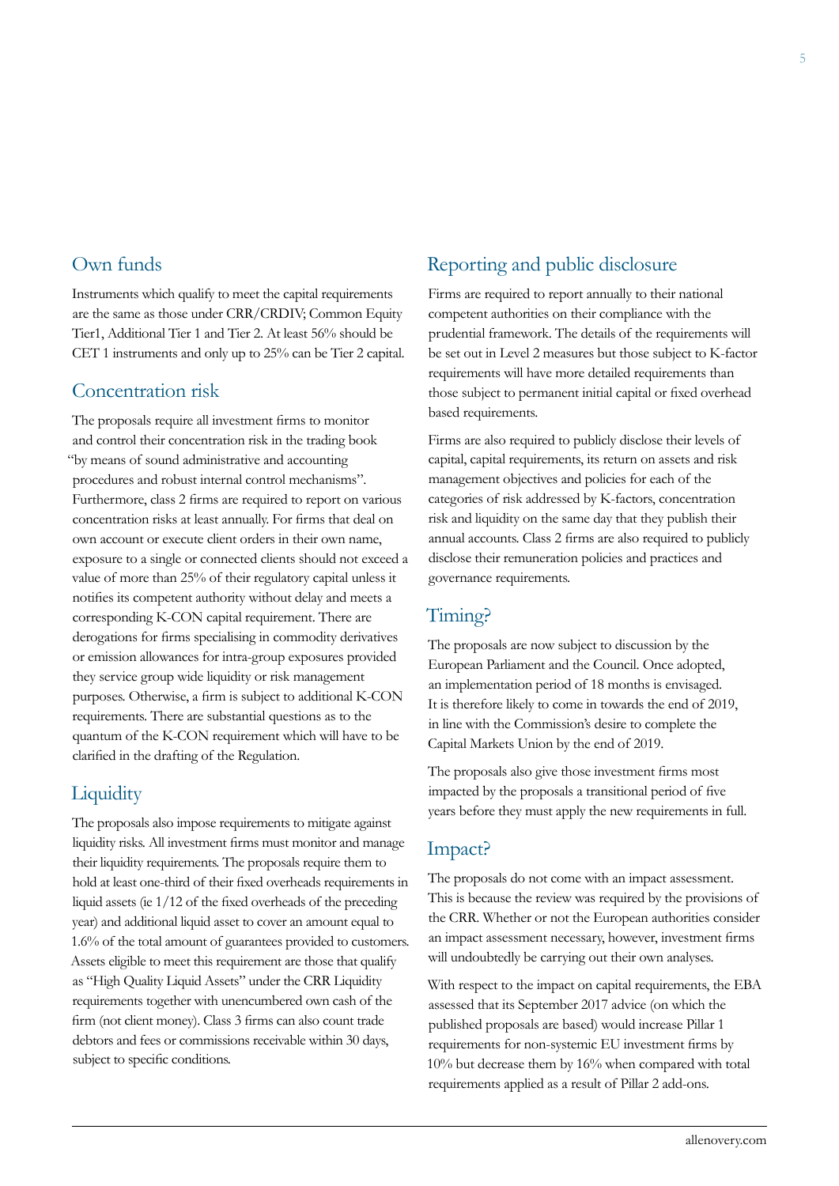## Own funds

Instruments which qualify to meet the capital requirements are the same as those under CRR/CRDIV; Common Equity Tier1, Additional Tier 1 and Tier 2. At least 56% should be CET 1 instruments and only up to 25% can be Tier 2 capital.

## Concentration risk

The proposals require all investment firms to monitor and control their concentration risk in the trading book "by means of sound administrative and accounting procedures and robust internal control mechanisms". Furthermore, class 2 firms are required to report on various concentration risks at least annually. For firms that deal on own account or execute client orders in their own name, exposure to a single or connected clients should not exceed a value of more than 25% of their regulatory capital unless it notifies its competent authority without delay and meets a corresponding K-CON capital requirement. There are derogations for firms specialising in commodity derivatives or emission allowances for intra-group exposures provided they service group wide liquidity or risk management purposes. Otherwise, a firm is subject to additional K-CON requirements. There are substantial questions as to the quantum of the K-CON requirement which will have to be clarified in the drafting of the Regulation.

## Liquidity

The proposals also impose requirements to mitigate against liquidity risks. All investment firms must monitor and manage their liquidity requirements. The proposals require them to hold at least one-third of their fixed overheads requirements in liquid assets (ie 1/12 of the fixed overheads of the preceding year) and additional liquid asset to cover an amount equal to 1.6% of the total amount of guarantees provided to customers. Assets eligible to meet this requirement are those that qualify as "High Quality Liquid Assets" under the CRR Liquidity requirements together with unencumbered own cash of the firm (not client money). Class 3 firms can also count trade debtors and fees or commissions receivable within 30 days, subject to specific conditions.

## Reporting and public disclosure

Firms are required to report annually to their national competent authorities on their compliance with the prudential framework. The details of the requirements will be set out in Level 2 measures but those subject to K-factor requirements will have more detailed requirements than those subject to permanent initial capital or fixed overhead based requirements.

Firms are also required to publicly disclose their levels of capital, capital requirements, its return on assets and risk management objectives and policies for each of the categories of risk addressed by K-factors, concentration risk and liquidity on the same day that they publish their annual accounts. Class 2 firms are also required to publicly disclose their remuneration policies and practices and governance requirements.

## Timing?

The proposals are now subject to discussion by the European Parliament and the Council. Once adopted, an implementation period of 18 months is envisaged. It is therefore likely to come in towards the end of 2019, in line with the Commission's desire to complete the Capital Markets Union by the end of 2019.

The proposals also give those investment firms most impacted by the proposals a transitional period of five years before they must apply the new requirements in full.

## Impact?

The proposals do not come with an impact assessment. This is because the review was required by the provisions of the CRR. Whether or not the European authorities consider an impact assessment necessary, however, investment firms will undoubtedly be carrying out their own analyses.

With respect to the impact on capital requirements, the EBA assessed that its September 2017 advice (on which the published proposals are based) would increase Pillar 1 requirements for non-systemic EU investment firms by 10% but decrease them by 16% when compared with total requirements applied as a result of Pillar 2 add-ons.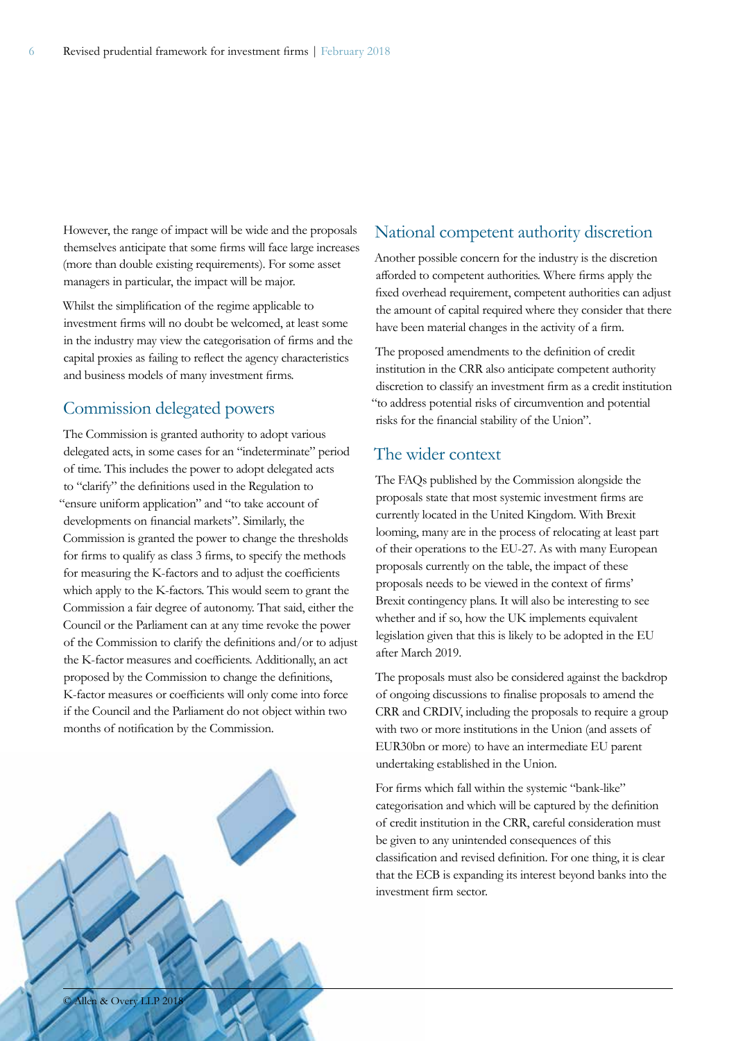However, the range of impact will be wide and the proposals themselves anticipate that some firms will face large increases (more than double existing requirements). For some asset managers in particular, the impact will be major.

Whilst the simplification of the regime applicable to investment firms will no doubt be welcomed, at least some in the industry may view the categorisation of firms and the capital proxies as failing to reflect the agency characteristics and business models of many investment firms.

## Commission delegated powers

The Commission is granted authority to adopt various delegated acts, in some cases for an "indeterminate" period of time. This includes the power to adopt delegated acts to "clarify" the definitions used in the Regulation to "ensure uniform application" and "to take account of developments on financial markets". Similarly, the Commission is granted the power to change the thresholds for firms to qualify as class 3 firms, to specify the methods for measuring the K-factors and to adjust the coefficients which apply to the K-factors. This would seem to grant the Commission a fair degree of autonomy. That said, either the Council or the Parliament can at any time revoke the power of the Commission to clarify the definitions and/or to adjust the K-factor measures and coefficients. Additionally, an act proposed by the Commission to change the definitions, K-factor measures or coefficients will only come into force if the Council and the Parliament do not object within two months of notification by the Commission.

## National competent authority discretion

Another possible concern for the industry is the discretion afforded to competent authorities. Where firms apply the fixed overhead requirement, competent authorities can adjust the amount of capital required where they consider that there have been material changes in the activity of a firm.

The proposed amendments to the definition of credit institution in the CRR also anticipate competent authority discretion to classify an investment firm as a credit institution "to address potential risks of circumvention and potential risks for the financial stability of the Union".

## The wider context

The FAQs published by the Commission alongside the proposals state that most systemic investment firms are currently located in the United Kingdom. With Brexit looming, many are in the process of relocating at least part of their operations to the EU-27. As with many European proposals currently on the table, the impact of these proposals needs to be viewed in the context of firms' Brexit contingency plans. It will also be interesting to see whether and if so, how the UK implements equivalent legislation given that this is likely to be adopted in the EU after March 2019.

The proposals must also be considered against the backdrop of ongoing discussions to finalise proposals to amend the CRR and CRDIV, including the proposals to require a group with two or more institutions in the Union (and assets of EUR30bn or more) to have an intermediate EU parent undertaking established in the Union.

For firms which fall within the systemic "bank-like" categorisation and which will be captured by the definition of credit institution in the CRR, careful consideration must be given to any unintended consequences of this classification and revised definition. For one thing, it is clear that the ECB is expanding its interest beyond banks into the investment firm sector.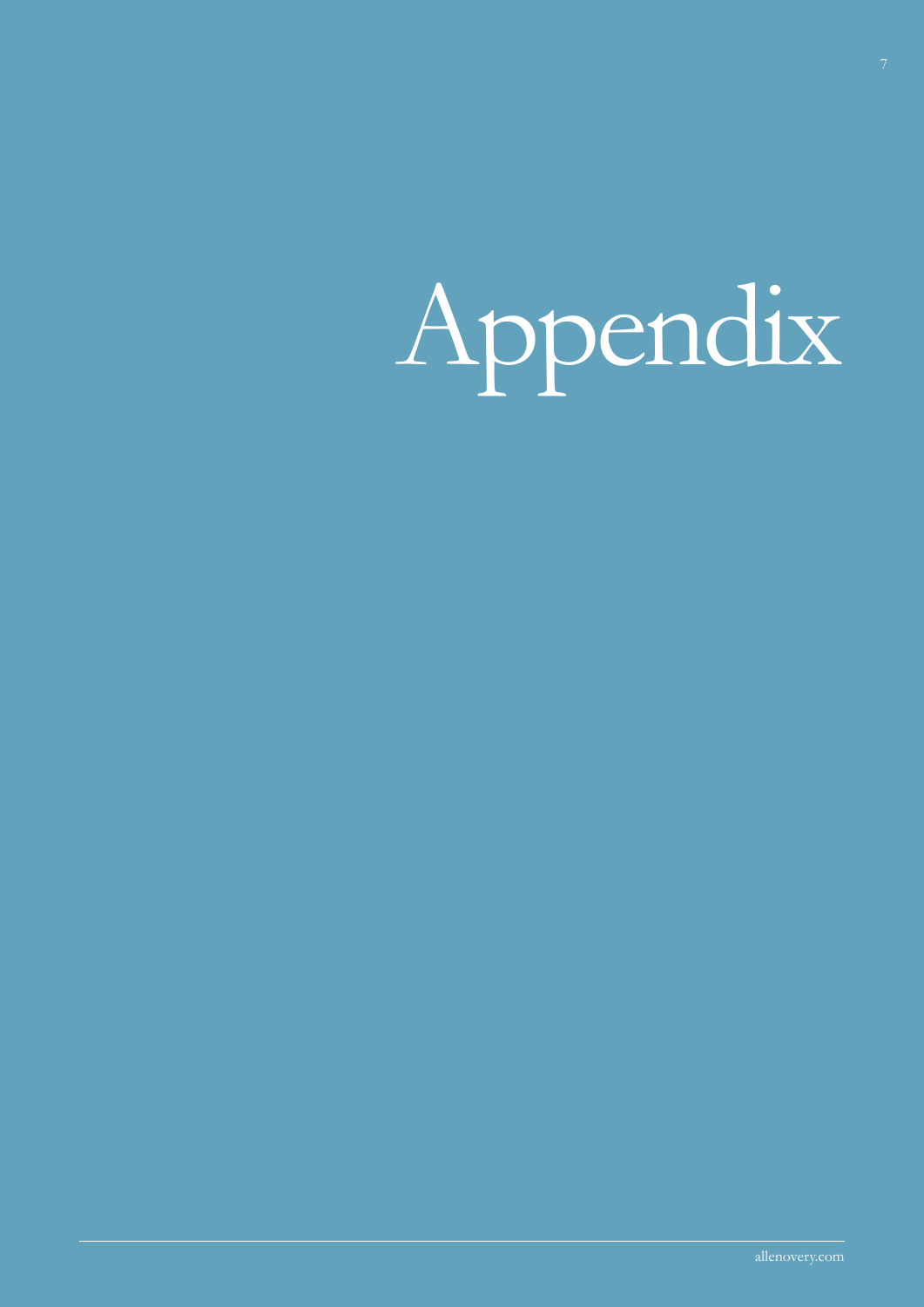# Appendix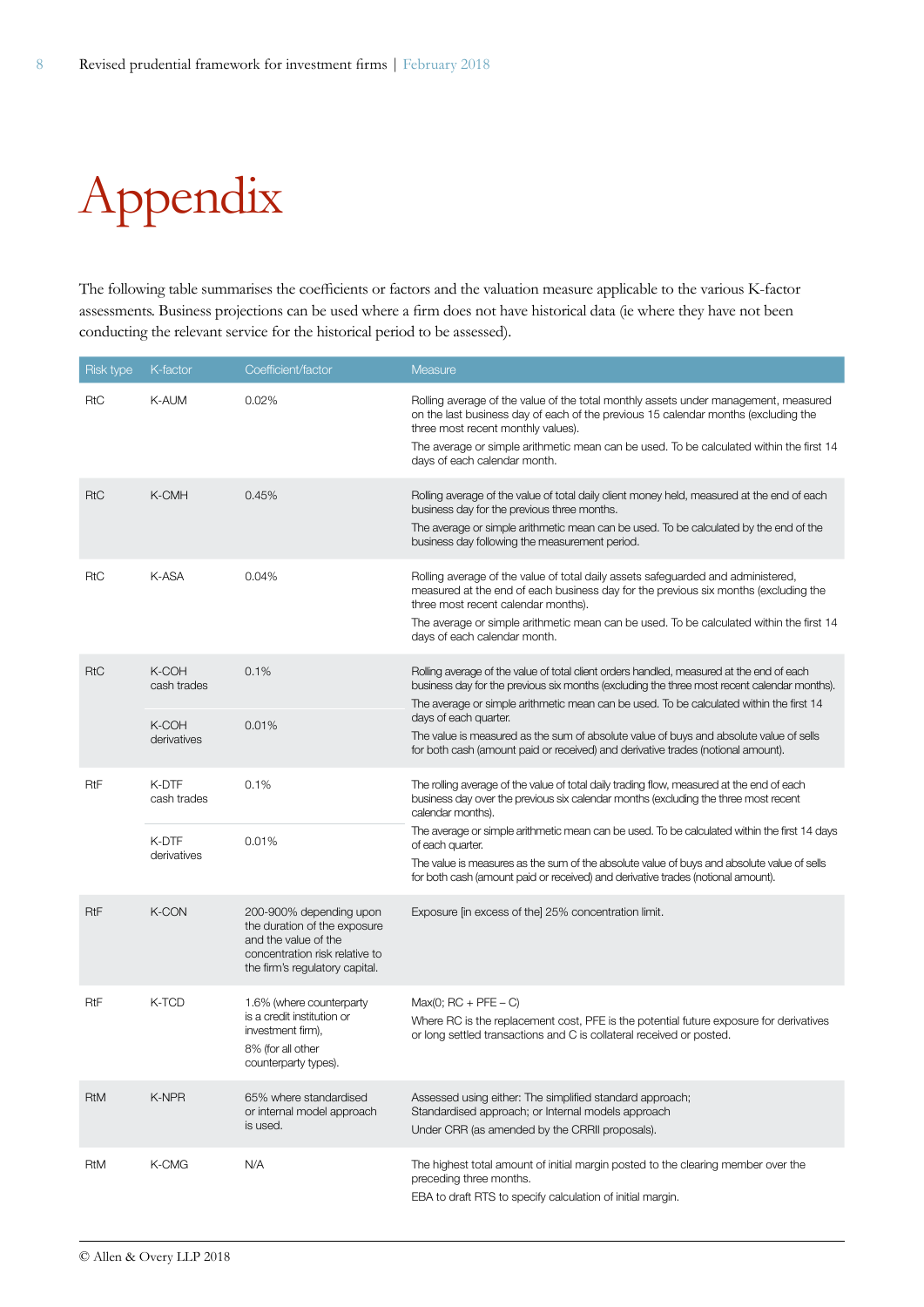# Appendix

The following table summarises the coefficients or factors and the valuation measure applicable to the various K-factor assessments. Business projections can be used where a firm does not have historical data (ie where they have not been conducting the relevant service for the historical period to be assessed).

| Risk type | K-factor | Coefficient/factor | Measure |
|---|---|---|---|
| RtC | K-AUM | 0.02% | Rolling average of the value of the total monthly assets under management, measured on the last business day of each of the previous 15 calendar months (excluding the three most recent monthly values).<br>The average or simple arithmetic mean can be used. To be calculated within the first 14 days of each calendar month. |
| RtC | K-CMH | 0.45% | Rolling average of the value of total daily client money held, measured at the end of each business day for the previous three months.<br>The average or simple arithmetic mean can be used. To be calculated by the end of the business day following the measurement period. |
| RtC | K-ASA | 0.04% | Rolling average of the value of total daily assets safeguarded and administered, measured at the end of each business day for the previous six months (excluding the three most recent calendar months).<br>The average or simple arithmetic mean can be used. To be calculated within the first 14 days of each calendar month. |
| RtC | K-COH cash trades | 0.1% | Rolling average of the value of total client orders handled, measured at the end of each business day for the previous six months (excluding the three most recent calendar months).<br>The average or simple arithmetic mean can be used. To be calculated within the first 14 days of each quarter.<br>The value is measured as the sum of absolute value of buys and absolute value of sells for both cash (amount paid or received) and derivative trades (notional amount). |
| | K-COH derivatives | 0.01% | |
| RtF | K-DTF cash trades | 0.1% | The rolling average of the value of total daily trading flow, measured at the end of each business day over the previous six calendar months (excluding the three most recent calendar months).<br>The average or simple arithmetic mean can be used. To be calculated within the first 14 days of each quarter.<br>The value is measures as the sum of the absolute value of buys and absolute value of sells for both cash (amount paid or received) and derivative trades (notional amount). |
| | K-DTF derivatives | 0.01% | |
| RtF | K-CON | 200-900% depending upon the duration of the exposure and the value of the concentration risk relative to the firm's regulatory capital. | Exposure [in excess of the] 25% concentration limit. |
| RtF | K-TCD | 1.6% (where counterparty is a credit institution or investment firm),<br>8% (for all other counterparty types). | Max(0; RC + PFE – C)<br>Where RC is the replacement cost, PFE is the potential future exposure for derivatives or long settled transactions and C is collateral received or posted. |
| RtM | K-NPR | 65% where standardised or internal model approach is used. | Assessed using either: The simplified standard approach; Standardised approach; or Internal models approach<br>Under CRR (as amended by the CRRII proposals). |
| RtM | K-CMG | N/A | The highest total amount of initial margin posted to the clearing member over the preceding three months.<br>EBA to draft RTS to specify calculation of initial margin. |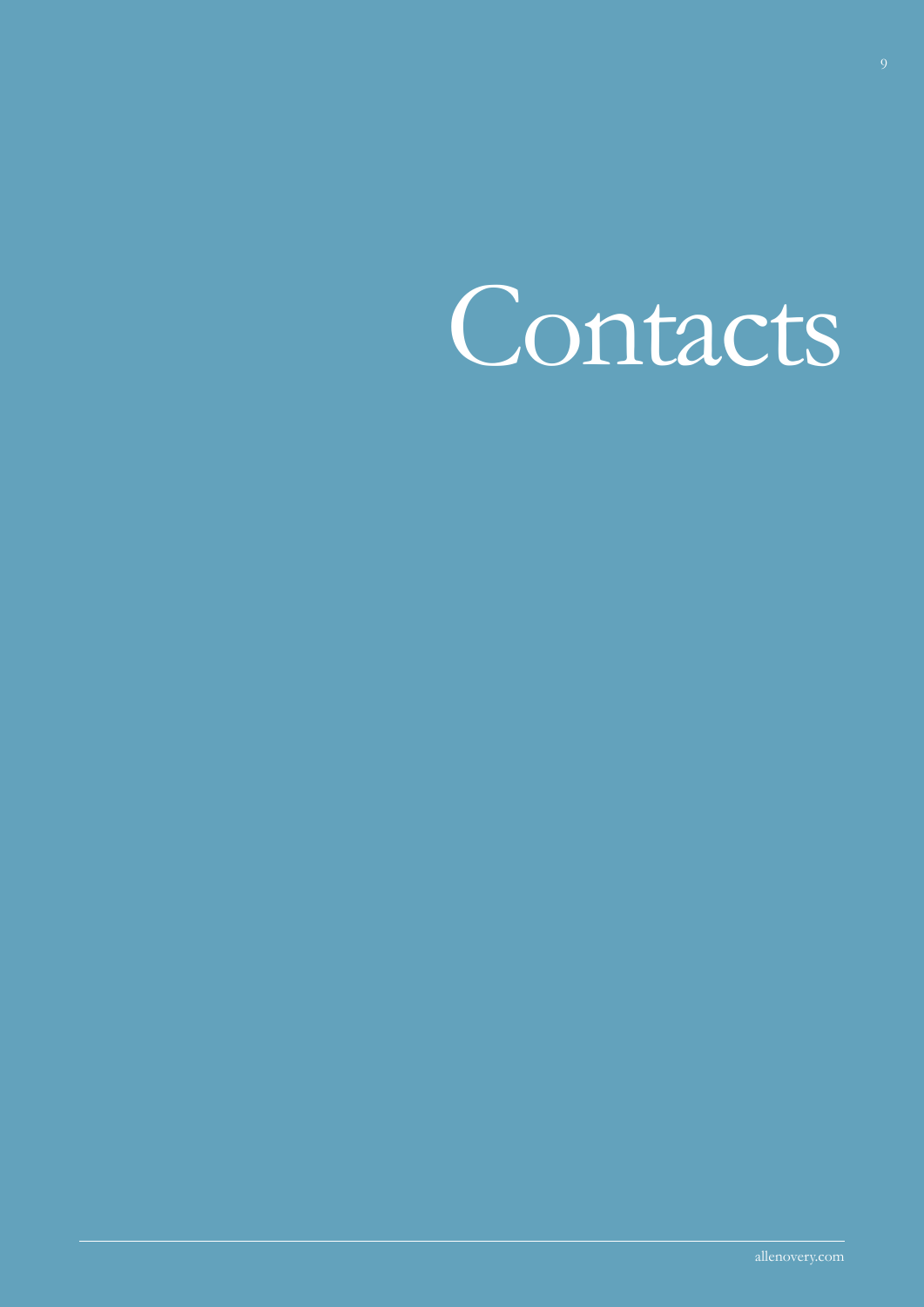# Contacts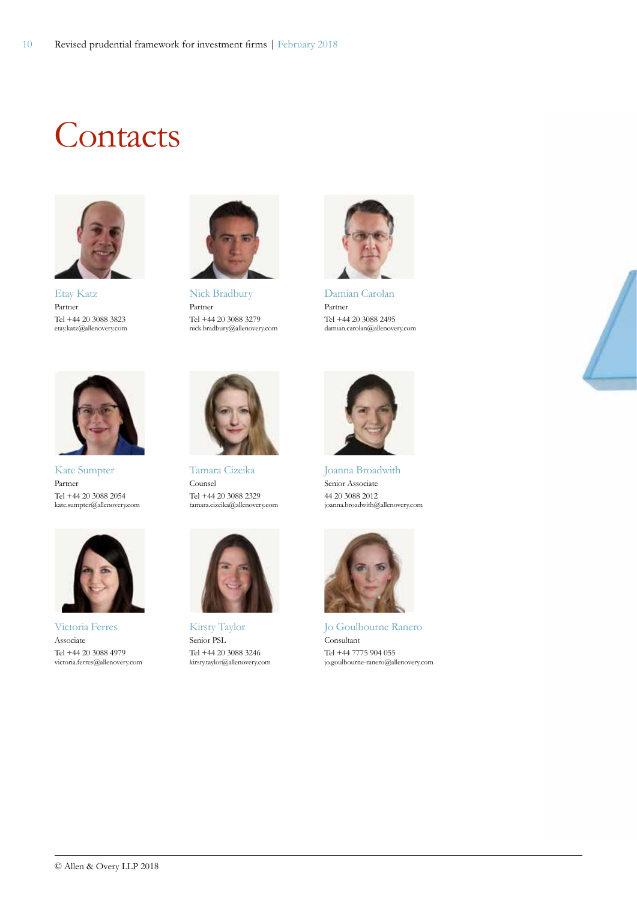# Contacts

Etay Katz
Partner
Tel +44 20 3088 3823
etay.katz@allenovery.com

Nick Bradbury
Partner
Tel +44 20 3088 3279
nick.bradbury@allenovery.com

Damian Carolan
Partner
Tel +44 20 3088 2495
damian.carolan@allenovery.com

Kate Sumpter
Partner
Tel +44 20 3088 2054
kate.sumpter@allenovery.com

Tamara Cizeika
Counsel
Tel +44 20 3088 2329
tamara.cizeika@allenovery.com

Joanna Broadwith
Senior Associate
44 20 3088 2012
joanna.broadwith@allenovery.com

Victoria Ferres
Associate
Tel +44 20 3088 4979
victoria.ferres@allenovery.com

Kirsty Taylor
Senior PSL
Tel +44 20 3088 3246
kirsty.taylor@allenovery.com

Jo Goulbourne Ranero
Consultant
Tel +44 7775 904 055
jo.goulbourne-ranero@allenovery.com

© Allen & Overy LLP 2018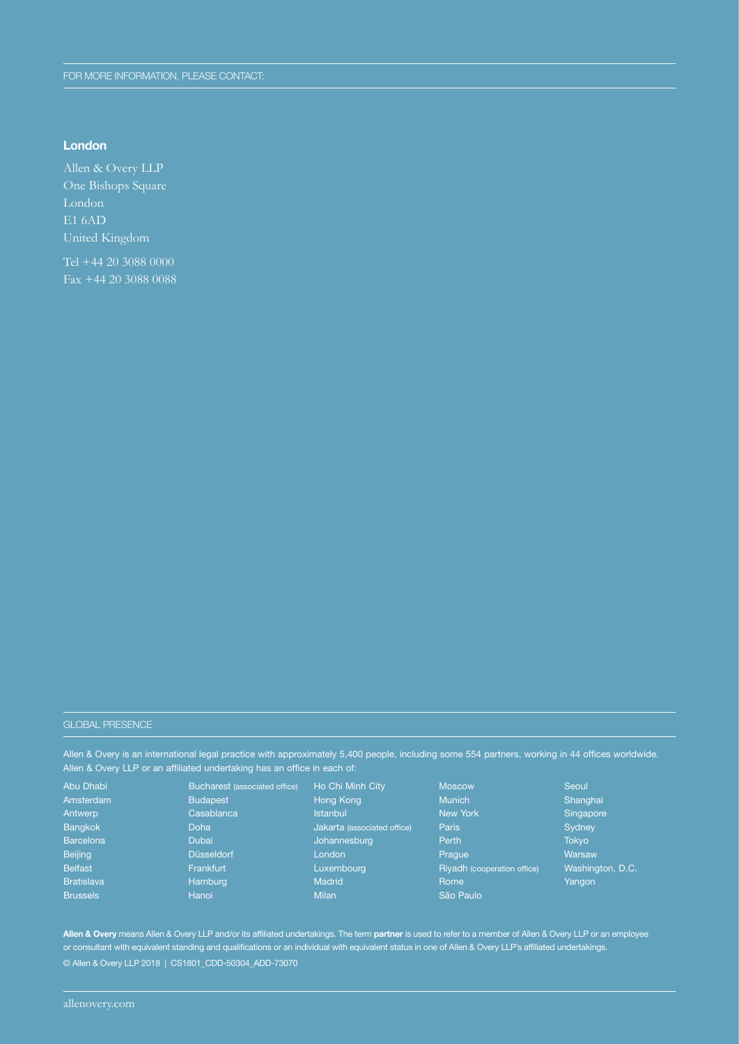FOR MORE INFORMATION, PLEASE CONTACT:

**London**

Allen & Overy LLP
One Bishops Square
London
E1 6AD
United Kingdom

Tel +44 20 3088 0000
Fax +44 20 3088 0088

GLOBAL PRESENCE

Allen & Overy is an international legal practice with approximately 5,400 people, including some 554 partners, working in 44 offices worldwide. Allen & Overy LLP or an affiliated undertaking has an office in each of:

Abu Dhabi
Amsterdam
Antwerp
Bangkok
Barcelona
Beijing
Belfast
Bratislava
Brussels
Bucharest (associated office)
Budapest
Casablanca
Doha
Dubai
Düsseldorf
Frankfurt
Hamburg
Hanoi
Ho Chi Minh City
Hong Kong
Istanbul
Jakarta (associated office)
Johannesburg
London
Luxembourg
Madrid
Milan
Moscow
Munich
New York
Paris
Perth
Prague
Riyadh (cooperation office)
Rome
São Paulo
Seoul
Shanghai
Singapore
Sydney
Tokyo
Warsaw
Washington, D.C.
Yangon

**Allen & Overy** means Allen & Overy LLP and/or its affiliated undertakings. The term **partner** is used to refer to a member of Allen & Overy LLP or an employee or consultant with equivalent standing and qualifications or an individual with equivalent status in one of Allen & Overy LLP's affiliated undertakings.

© Allen & Overy LLP 2018 | CS1801_CDD-50304_ADD-73070

allenovery.com